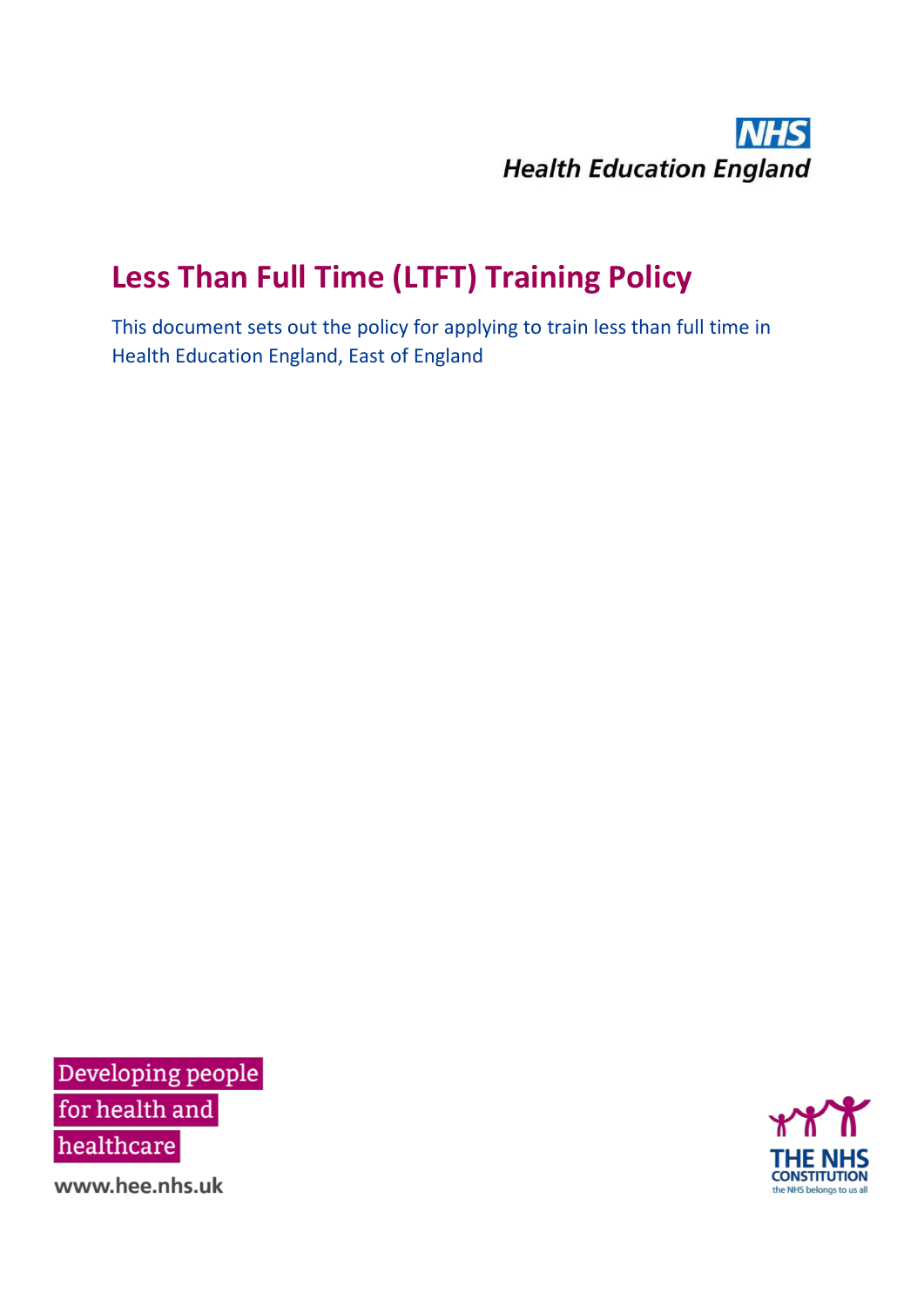NHS
Health Education England

# Less Than Full Time (LTFT) Training Policy

This document sets out the policy for applying to train less than full time in Health Education England, East of England

Developing people for health and healthcare

www.hee.nhs.uk

THE NHS CONSTITUTION
the NHS belongs to us all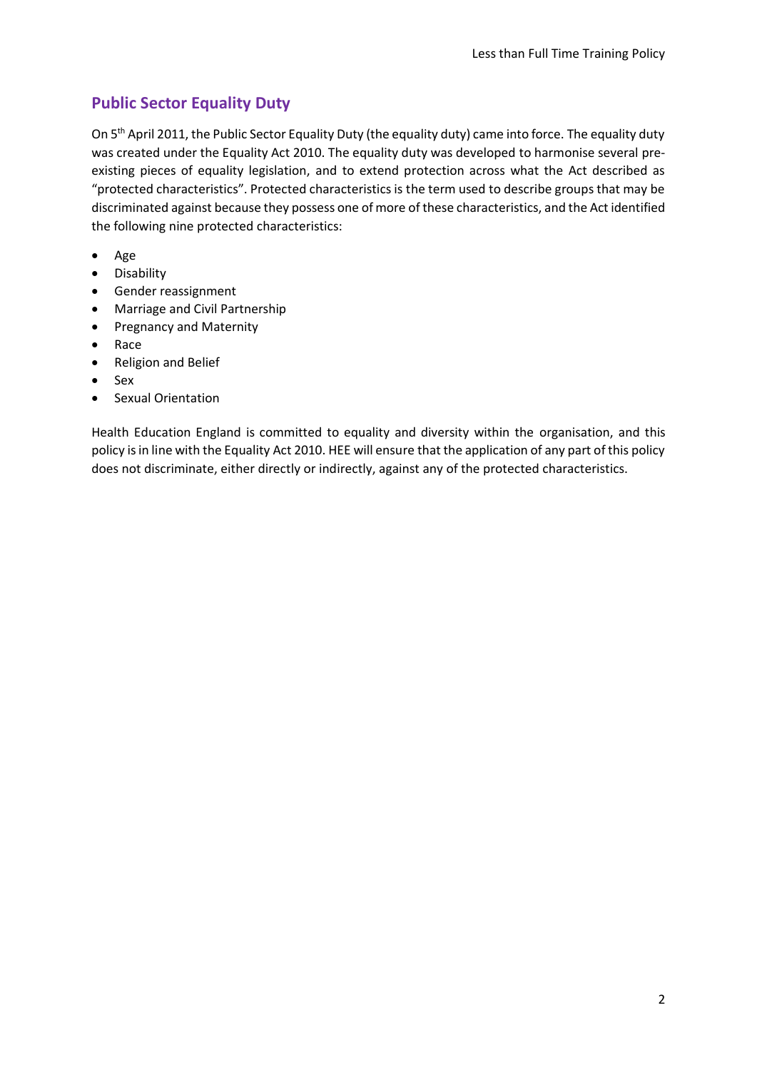## Public Sector Equality Duty

On 5th April 2011, the Public Sector Equality Duty (the equality duty) came into force. The equality duty was created under the Equality Act 2010. The equality duty was developed to harmonise several pre-existing pieces of equality legislation, and to extend protection across what the Act described as "protected characteristics". Protected characteristics is the term used to describe groups that may be discriminated against because they possess one of more of these characteristics, and the Act identified the following nine protected characteristics:

- Age
- Disability
- Gender reassignment
- Marriage and Civil Partnership
- Pregnancy and Maternity
- Race
- Religion and Belief
- Sex
- Sexual Orientation

Health Education England is committed to equality and diversity within the organisation, and this policy is in line with the Equality Act 2010. HEE will ensure that the application of any part of this policy does not discriminate, either directly or indirectly, against any of the protected characteristics.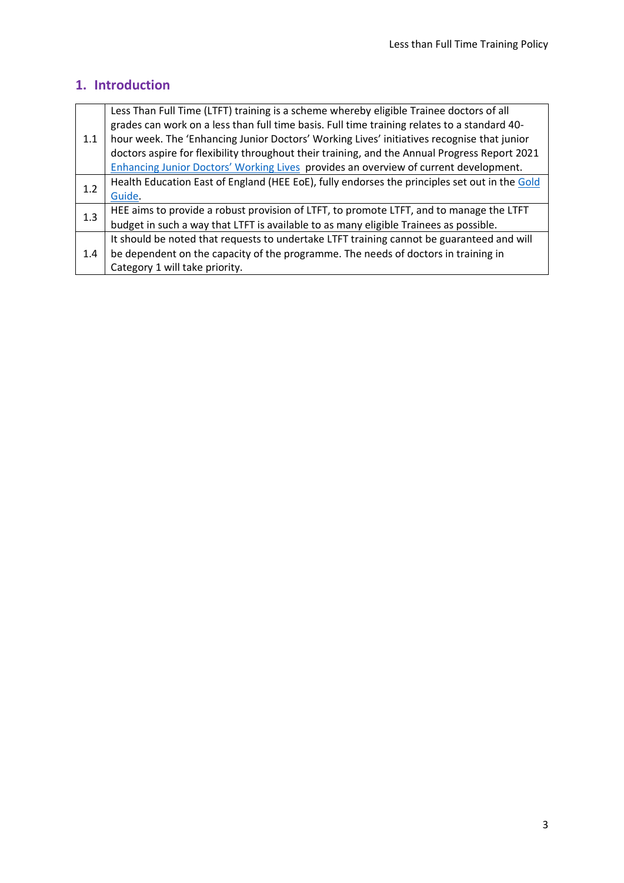## 1. Introduction

| | |
|---|---|
| 1.1 | Less Than Full Time (LTFT) training is a scheme whereby eligible Trainee doctors of all grades can work on a less than full time basis. Full time training relates to a standard 40-hour week. The 'Enhancing Junior Doctors' Working Lives' initiatives recognise that junior doctors aspire for flexibility throughout their training, and the Annual Progress Report 2021 [Enhancing Junior Doctors' Working Lives] provides an overview of current development. |
| 1.2 | Health Education East of England (HEE EoE), fully endorses the principles set out in the [Gold Guide]. |
| 1.3 | HEE aims to provide a robust provision of LTFT, to promote LTFT, and to manage the LTFT budget in such a way that LTFT is available to as many eligible Trainees as possible. |
| 1.4 | It should be noted that requests to undertake LTFT training cannot be guaranteed and will be dependent on the capacity of the programme. The needs of doctors in training in Category 1 will take priority. |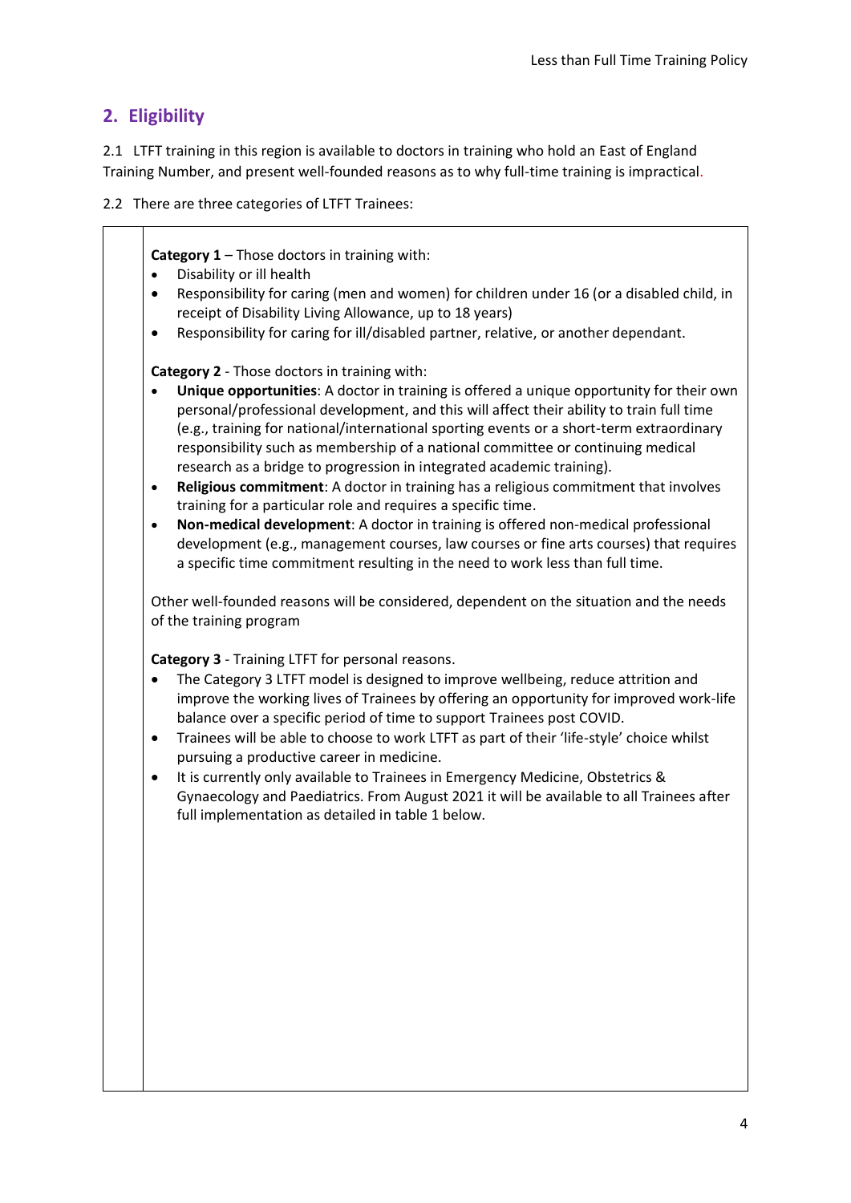## 2. Eligibility

2.1 LTFT training in this region is available to doctors in training who hold an East of England Training Number, and present well-founded reasons as to why full-time training is impractical.

2.2 There are three categories of LTFT Trainees:

**Category 1** – Those doctors in training with:

- Disability or ill health
- Responsibility for caring (men and women) for children under 16 (or a disabled child, in receipt of Disability Living Allowance, up to 18 years)
- Responsibility for caring for ill/disabled partner, relative, or another dependant.

**Category 2** - Those doctors in training with:

- **Unique opportunities**: A doctor in training is offered a unique opportunity for their own personal/professional development, and this will affect their ability to train full time (e.g., training for national/international sporting events or a short-term extraordinary responsibility such as membership of a national committee or continuing medical research as a bridge to progression in integrated academic training).
- **Religious commitment**: A doctor in training has a religious commitment that involves training for a particular role and requires a specific time.
- **Non-medical development**: A doctor in training is offered non-medical professional development (e.g., management courses, law courses or fine arts courses) that requires a specific time commitment resulting in the need to work less than full time.

Other well-founded reasons will be considered, dependent on the situation and the needs of the training program

**Category 3** - Training LTFT for personal reasons.

- The Category 3 LTFT model is designed to improve wellbeing, reduce attrition and improve the working lives of Trainees by offering an opportunity for improved work-life balance over a specific period of time to support Trainees post COVID.
- Trainees will be able to choose to work LTFT as part of their 'life-style' choice whilst pursuing a productive career in medicine.
- It is currently only available to Trainees in Emergency Medicine, Obstetrics & Gynaecology and Paediatrics. From August 2021 it will be available to all Trainees after full implementation as detailed in table 1 below.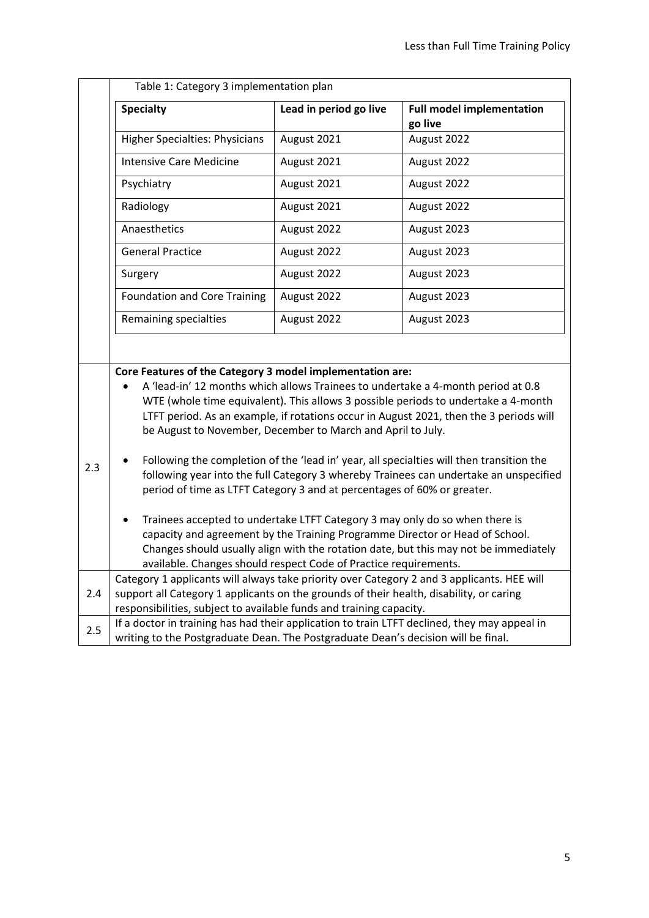Table 1: Category 3 implementation plan

| Specialty | Lead in period go live | Full model implementation go live |
|---|---|---|
| Higher Specialties: Physicians | August 2021 | August 2022 |
| Intensive Care Medicine | August 2021 | August 2022 |
| Psychiatry | August 2021 | August 2022 |
| Radiology | August 2021 | August 2022 |
| Anaesthetics | August 2022 | August 2023 |
| General Practice | August 2022 | August 2023 |
| Surgery | August 2022 | August 2023 |
| Foundation and Core Training | August 2022 | August 2023 |
| Remaining specialties | August 2022 | August 2023 |

**2.3**

**Core Features of the Category 3 model implementation are:**

- A 'lead-in' 12 months which allows Trainees to undertake a 4-month period at 0.8 WTE (whole time equivalent). This allows 3 possible periods to undertake a 4-month LTFT period. As an example, if rotations occur in August 2021, then the 3 periods will be August to November, December to March and April to July.
- Following the completion of the 'lead in' year, all specialties will then transition the following year into the full Category 3 whereby Trainees can undertake an unspecified period of time as LTFT Category 3 and at percentages of 60% or greater.
- Trainees accepted to undertake LTFT Category 3 may only do so when there is capacity and agreement by the Training Programme Director or Head of School. Changes should usually align with the rotation date, but this may not be immediately available. Changes should respect Code of Practice requirements.

**2.4** Category 1 applicants will always take priority over Category 2 and 3 applicants. HEE will support all Category 1 applicants on the grounds of their health, disability, or caring responsibilities, subject to available funds and training capacity.

**2.5** If a doctor in training has had their application to train LTFT declined, they may appeal in writing to the Postgraduate Dean. The Postgraduate Dean's decision will be final.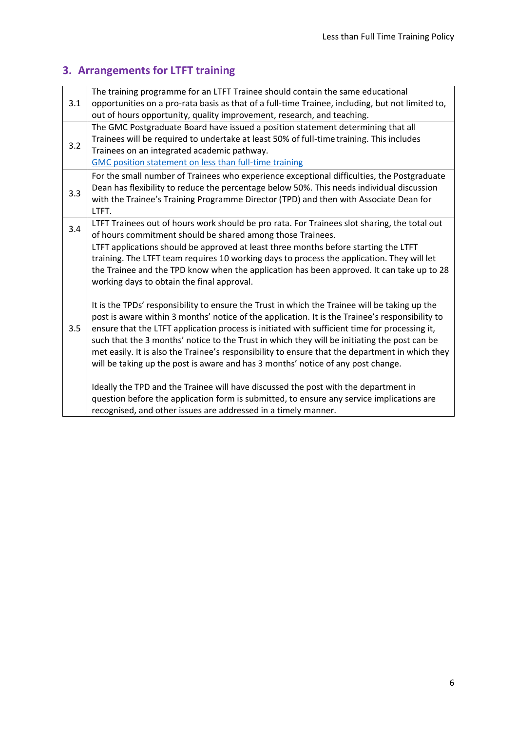## 3. Arrangements for LTFT training

| | |
|---|---|
| 3.1 | The training programme for an LTFT Trainee should contain the same educational opportunities on a pro-rata basis as that of a full-time Trainee, including, but not limited to, out of hours opportunity, quality improvement, research, and teaching. |
| 3.2 | The GMC Postgraduate Board have issued a position statement determining that all Trainees will be required to undertake at least 50% of full-time training. This includes Trainees on an integrated academic pathway. [GMC position statement on less than full-time training] |
| 3.3 | For the small number of Trainees who experience exceptional difficulties, the Postgraduate Dean has flexibility to reduce the percentage below 50%. This needs individual discussion with the Trainee's Training Programme Director (TPD) and then with Associate Dean for LTFT. |
| 3.4 | LTFT Trainees out of hours work should be pro rata. For Trainees slot sharing, the total out of hours commitment should be shared among those Trainees. |
| 3.5 | LTFT applications should be approved at least three months before starting the LTFT training. The LTFT team requires 10 working days to process the application. They will let the Trainee and the TPD know when the application has been approved. It can take up to 28 working days to obtain the final approval.<br><br>It is the TPDs' responsibility to ensure the Trust in which the Trainee will be taking up the post is aware within 3 months' notice of the application. It is the Trainee's responsibility to ensure that the LTFT application process is initiated with sufficient time for processing it, such that the 3 months' notice to the Trust in which they will be initiating the post can be met easily. It is also the Trainee's responsibility to ensure that the department in which they will be taking up the post is aware and has 3 months' notice of any post change.<br><br>Ideally the TPD and the Trainee will have discussed the post with the department in question before the application form is submitted, to ensure any service implications are recognised, and other issues are addressed in a timely manner. |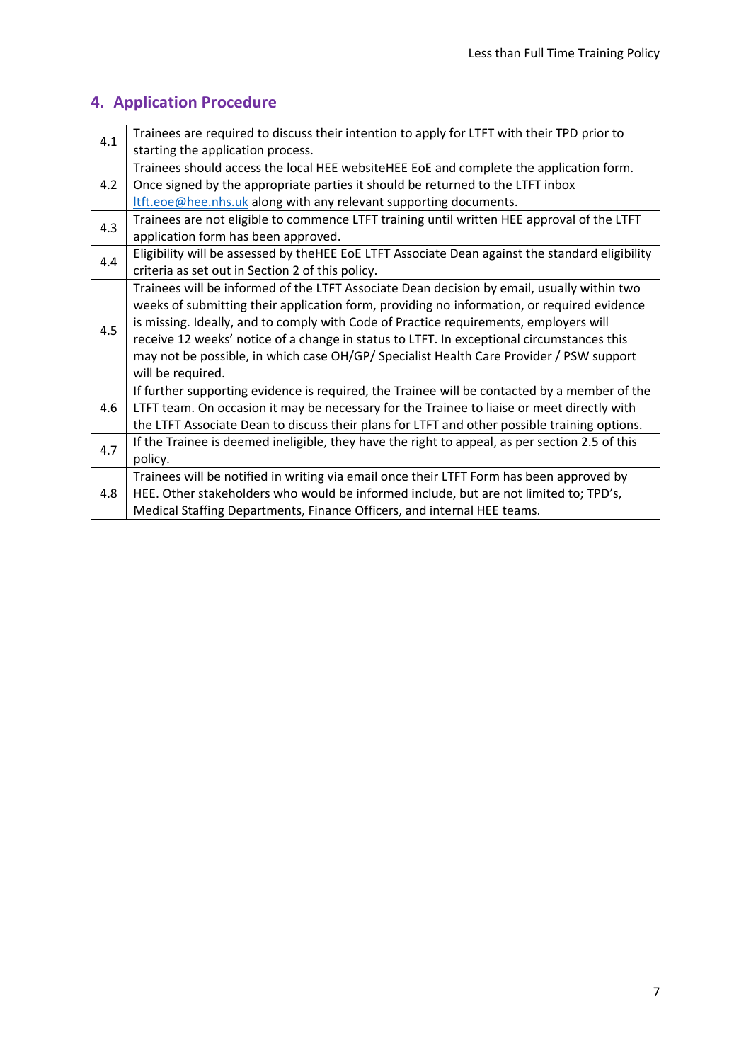## 4. Application Procedure

| | |
|---|---|
| 4.1 | Trainees are required to discuss their intention to apply for LTFT with their TPD prior to starting the application process. |
| 4.2 | Trainees should access the local HEE websiteHEE EoE and complete the application form. Once signed by the appropriate parties it should be returned to the LTFT inbox ltft.eoe@hee.nhs.uk along with any relevant supporting documents. |
| 4.3 | Trainees are not eligible to commence LTFT training until written HEE approval of the LTFT application form has been approved. |
| 4.4 | Eligibility will be assessed by theHEE EoE LTFT Associate Dean against the standard eligibility criteria as set out in Section 2 of this policy. |
| 4.5 | Trainees will be informed of the LTFT Associate Dean decision by email, usually within two weeks of submitting their application form, providing no information, or required evidence is missing. Ideally, and to comply with Code of Practice requirements, employers will receive 12 weeks' notice of a change in status to LTFT. In exceptional circumstances this may not be possible, in which case OH/GP/ Specialist Health Care Provider / PSW support will be required. |
| 4.6 | If further supporting evidence is required, the Trainee will be contacted by a member of the LTFT team. On occasion it may be necessary for the Trainee to liaise or meet directly with the LTFT Associate Dean to discuss their plans for LTFT and other possible training options. |
| 4.7 | If the Trainee is deemed ineligible, they have the right to appeal, as per section 2.5 of this policy. |
| 4.8 | Trainees will be notified in writing via email once their LTFT Form has been approved by HEE. Other stakeholders who would be informed include, but are not limited to; TPD's, Medical Staffing Departments, Finance Officers, and internal HEE teams. |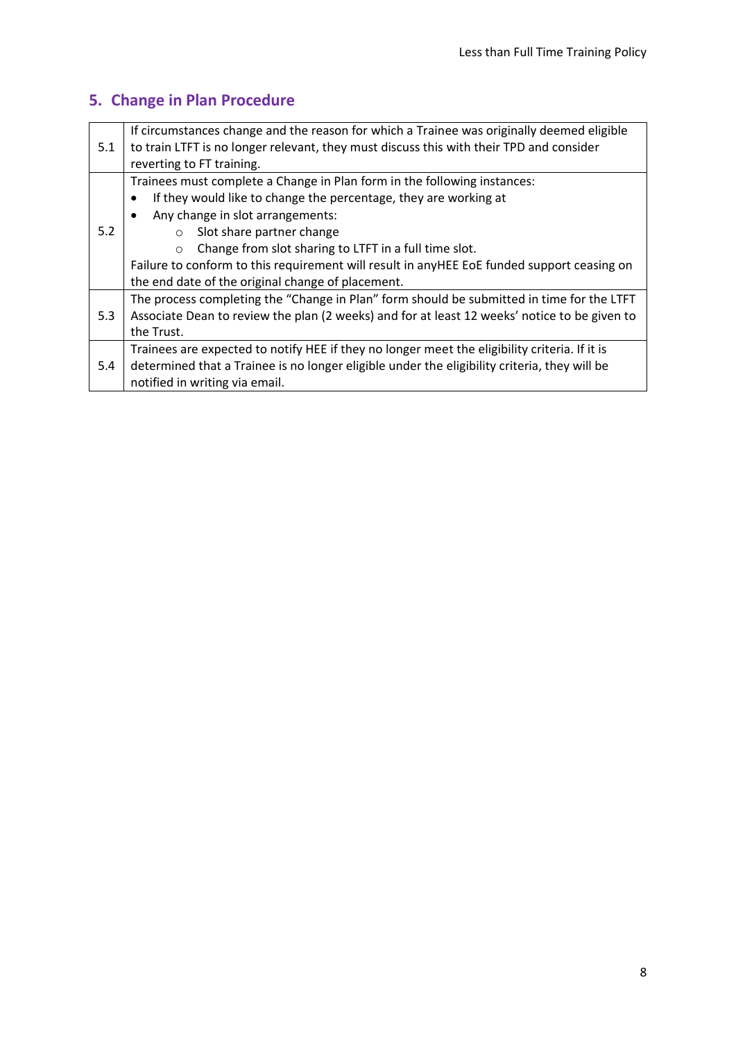## 5. Change in Plan Procedure

| | |
|---|---|
| 5.1 | If circumstances change and the reason for which a Trainee was originally deemed eligible to train LTFT is no longer relevant, they must discuss this with their TPD and consider reverting to FT training. |
| 5.2 | Trainees must complete a Change in Plan form in the following instances:<br>• If they would like to change the percentage, they are working at<br>• Any change in slot arrangements:<br>&nbsp;&nbsp;&nbsp;&nbsp;○ Slot share partner change<br>&nbsp;&nbsp;&nbsp;&nbsp;○ Change from slot sharing to LTFT in a full time slot.<br>Failure to conform to this requirement will result in anyHEE EoE funded support ceasing on the end date of the original change of placement. |
| 5.3 | The process completing the "Change in Plan" form should be submitted in time for the LTFT Associate Dean to review the plan (2 weeks) and for at least 12 weeks' notice to be given to the Trust. |
| 5.4 | Trainees are expected to notify HEE if they no longer meet the eligibility criteria. If it is determined that a Trainee is no longer eligible under the eligibility criteria, they will be notified in writing via email. |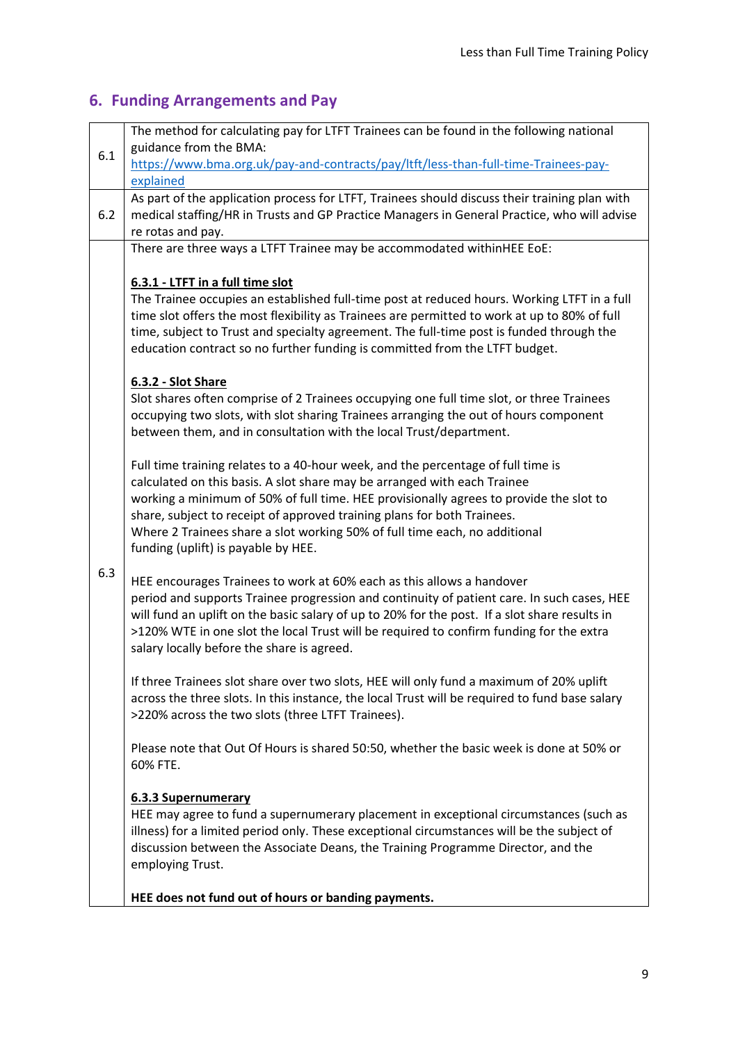## 6. Funding Arrangements and Pay

| | |
|---|---|
| 6.1 | The method for calculating pay for LTFT Trainees can be found in the following national guidance from the BMA: https://www.bma.org.uk/pay-and-contracts/pay/ltft/less-than-full-time-Trainees-pay-explained |
| 6.2 | As part of the application process for LTFT, Trainees should discuss their training plan with medical staffing/HR in Trusts and GP Practice Managers in General Practice, who will advise re rotas and pay. |
| 6.3 | There are three ways a LTFT Trainee may be accommodated withinHEE EoE:<br><br>**6.3.1 - LTFT in a full time slot**<br>The Trainee occupies an established full-time post at reduced hours. Working LTFT in a full time slot offers the most flexibility as Trainees are permitted to work at up to 80% of full time, subject to Trust and specialty agreement. The full-time post is funded through the education contract so no further funding is committed from the LTFT budget.<br><br>**6.3.2 - Slot Share**<br>Slot shares often comprise of 2 Trainees occupying one full time slot, or three Trainees occupying two slots, with slot sharing Trainees arranging the out of hours component between them, and in consultation with the local Trust/department.<br><br>Full time training relates to a 40-hour week, and the percentage of full time is calculated on this basis. A slot share may be arranged with each Trainee working a minimum of 50% of full time. HEE provisionally agrees to provide the slot to share, subject to receipt of approved training plans for both Trainees. Where 2 Trainees share a slot working 50% of full time each, no additional funding (uplift) is payable by HEE.<br><br>HEE encourages Trainees to work at 60% each as this allows a handover period and supports Trainee progression and continuity of patient care. In such cases, HEE will fund an uplift on the basic salary of up to 20% for the post. If a slot share results in >120% WTE in one slot the local Trust will be required to confirm funding for the extra salary locally before the share is agreed.<br><br>If three Trainees slot share over two slots, HEE will only fund a maximum of 20% uplift across the three slots. In this instance, the local Trust will be required to fund base salary >220% across the two slots (three LTFT Trainees).<br><br>Please note that Out Of Hours is shared 50:50, whether the basic week is done at 50% or 60% FTE.<br><br>**6.3.3 Supernumerary**<br>HEE may agree to fund a supernumerary placement in exceptional circumstances (such as illness) for a limited period only. These exceptional circumstances will be the subject of discussion between the Associate Deans, the Training Programme Director, and the employing Trust.<br><br>**HEE does not fund out of hours or banding payments.** |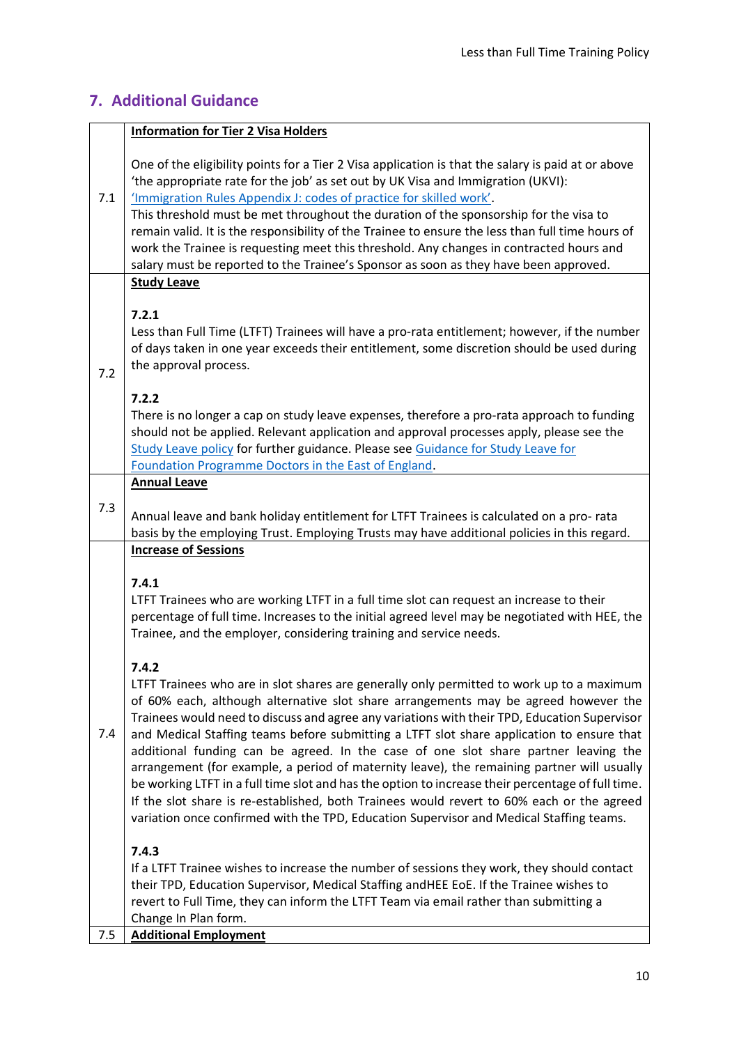## 7. Additional Guidance

| | |
|---|---|
| 7.1 | **Information for Tier 2 Visa Holders**<br><br>One of the eligibility points for a Tier 2 Visa application is that the salary is paid at or above 'the appropriate rate for the job' as set out by UK Visa and Immigration (UKVI): 'Immigration Rules Appendix J: codes of practice for skilled work'.<br>This threshold must be met throughout the duration of the sponsorship for the visa to remain valid. It is the responsibility of the Trainee to ensure the less than full time hours of work the Trainee is requesting meet this threshold. Any changes in contracted hours and salary must be reported to the Trainee's Sponsor as soon as they have been approved. |
| 7.2 | **Study Leave**<br><br>**7.2.1**<br>Less than Full Time (LTFT) Trainees will have a pro-rata entitlement; however, if the number of days taken in one year exceeds their entitlement, some discretion should be used during the approval process.<br><br>**7.2.2**<br>There is no longer a cap on study leave expenses, therefore a pro-rata approach to funding should not be applied. Relevant application and approval processes apply, please see the Study Leave policy for further guidance. Please see Guidance for Study Leave for Foundation Programme Doctors in the East of England. |
| 7.3 | **Annual Leave**<br><br>Annual leave and bank holiday entitlement for LTFT Trainees is calculated on a pro- rata basis by the employing Trust. Employing Trusts may have additional policies in this regard. |
| 7.4 | **Increase of Sessions**<br><br>**7.4.1**<br>LTFT Trainees who are working LTFT in a full time slot can request an increase to their percentage of full time. Increases to the initial agreed level may be negotiated with HEE, the Trainee, and the employer, considering training and service needs.<br><br>**7.4.2**<br>LTFT Trainees who are in slot shares are generally only permitted to work up to a maximum of 60% each, although alternative slot share arrangements may be agreed however the Trainees would need to discuss and agree any variations with their TPD, Education Supervisor and Medical Staffing teams before submitting a LTFT slot share application to ensure that additional funding can be agreed. In the case of one slot share partner leaving the arrangement (for example, a period of maternity leave), the remaining partner will usually be working LTFT in a full time slot and has the option to increase their percentage of full time. If the slot share is re-established, both Trainees would revert to 60% each or the agreed variation once confirmed with the TPD, Education Supervisor and Medical Staffing teams.<br><br>**7.4.3**<br>If a LTFT Trainee wishes to increase the number of sessions they work, they should contact their TPD, Education Supervisor, Medical Staffing andHEE EoE. If the Trainee wishes to revert to Full Time, they can inform the LTFT Team via email rather than submitting a Change In Plan form. |
| 7.5 | **Additional Employment** |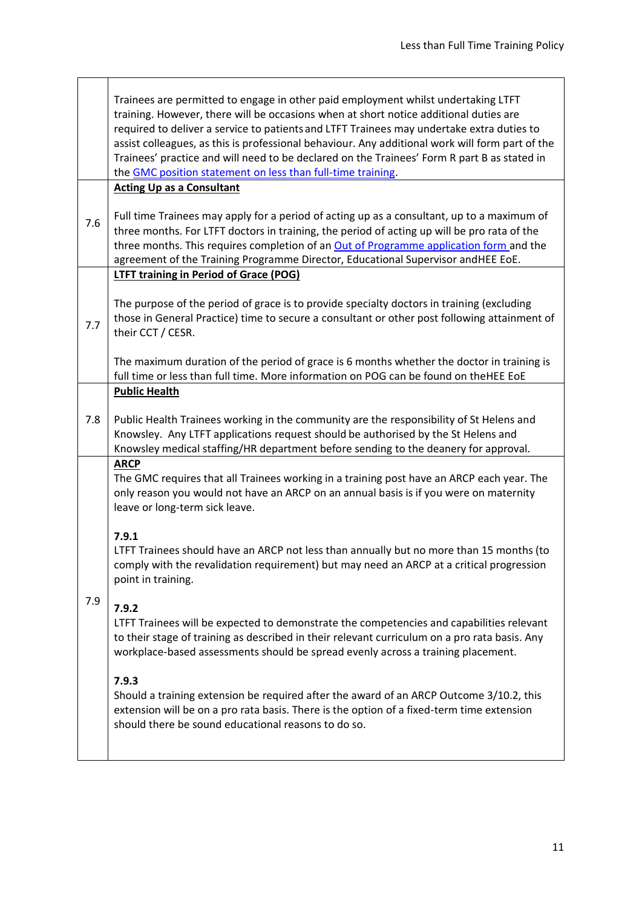| | |
|---|---|
| | Trainees are permitted to engage in other paid employment whilst undertaking LTFT training. However, there will be occasions when at short notice additional duties are required to deliver a service to patients and LTFT Trainees may undertake extra duties to assist colleagues, as this is professional behaviour. Any additional work will form part of the Trainees' practice and will need to be declared on the Trainees' Form R part B as stated in the [GMC position statement on less than full-time training](). |
| 7.6 | **Acting Up as a Consultant**<br><br>Full time Trainees may apply for a period of acting up as a consultant, up to a maximum of three months. For LTFT doctors in training, the period of acting up will be pro rata of the three months. This requires completion of an [Out of Programme application form]() and the agreement of the Training Programme Director, Educational Supervisor andHEE EoE. |
| 7.7 | **LTFT training in Period of Grace (POG)**<br><br>The purpose of the period of grace is to provide specialty doctors in training (excluding those in General Practice) time to secure a consultant or other post following attainment of their CCT / CESR.<br><br>The maximum duration of the period of grace is 6 months whether the doctor in training is full time or less than full time. More information on POG can be found on theHEE EoE |
| 7.8 | **Public Health**<br><br>Public Health Trainees working in the community are the responsibility of St Helens and Knowsley. Any LTFT applications request should be authorised by the St Helens and Knowsley medical staffing/HR department before sending to the deanery for approval. |
| 7.9 | **ARCP**<br>The GMC requires that all Trainees working in a training post have an ARCP each year. The only reason you would not have an ARCP on an annual basis is if you were on maternity leave or long-term sick leave.<br><br>**7.9.1**<br>LTFT Trainees should have an ARCP not less than annually but no more than 15 months (to comply with the revalidation requirement) but may need an ARCP at a critical progression point in training.<br><br>**7.9.2**<br>LTFT Trainees will be expected to demonstrate the competencies and capabilities relevant to their stage of training as described in their relevant curriculum on a pro rata basis. Any workplace-based assessments should be spread evenly across a training placement.<br><br>**7.9.3**<br>Should a training extension be required after the award of an ARCP Outcome 3/10.2, this extension will be on a pro rata basis. There is the option of a fixed-term time extension should there be sound educational reasons to do so. |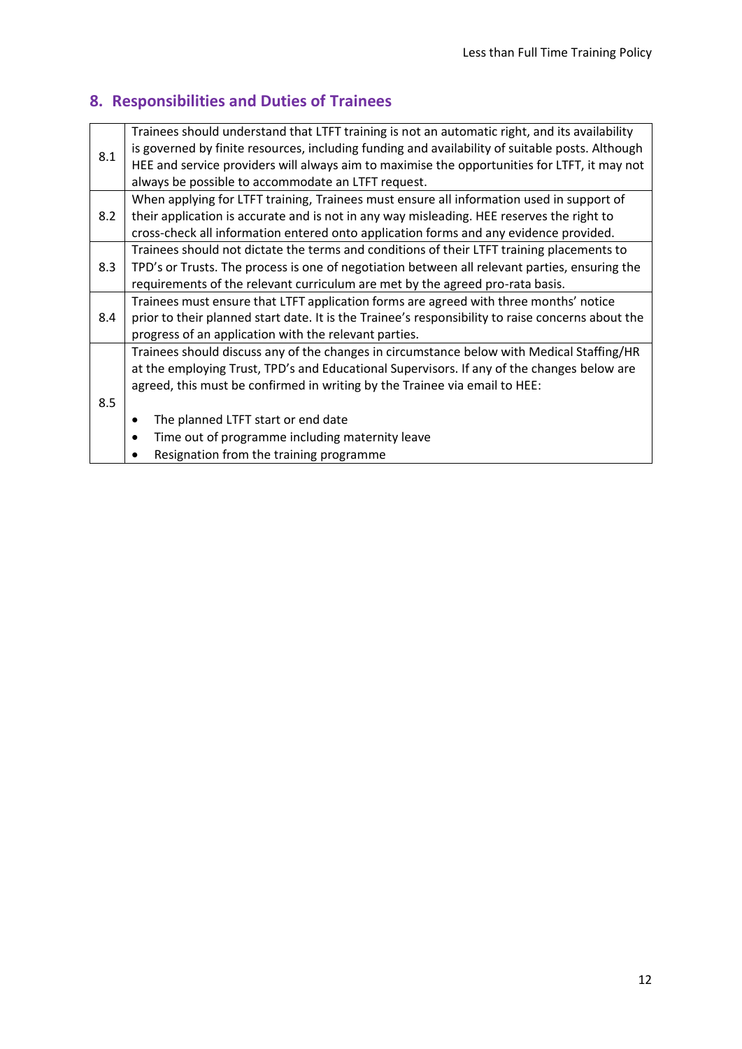## 8. Responsibilities and Duties of Trainees

| | |
|---|---|
| 8.1 | Trainees should understand that LTFT training is not an automatic right, and its availability is governed by finite resources, including funding and availability of suitable posts. Although HEE and service providers will always aim to maximise the opportunities for LTFT, it may not always be possible to accommodate an LTFT request. |
| 8.2 | When applying for LTFT training, Trainees must ensure all information used in support of their application is accurate and is not in any way misleading. HEE reserves the right to cross-check all information entered onto application forms and any evidence provided. |
| 8.3 | Trainees should not dictate the terms and conditions of their LTFT training placements to TPD's or Trusts. The process is one of negotiation between all relevant parties, ensuring the requirements of the relevant curriculum are met by the agreed pro-rata basis. |
| 8.4 | Trainees must ensure that LTFT application forms are agreed with three months' notice prior to their planned start date. It is the Trainee's responsibility to raise concerns about the progress of an application with the relevant parties. |
| 8.5 | Trainees should discuss any of the changes in circumstance below with Medical Staffing/HR at the employing Trust, TPD's and Educational Supervisors. If any of the changes below are agreed, this must be confirmed in writing by the Trainee via email to HEE:<br><br>• The planned LTFT start or end date<br>• Time out of programme including maternity leave<br>• Resignation from the training programme |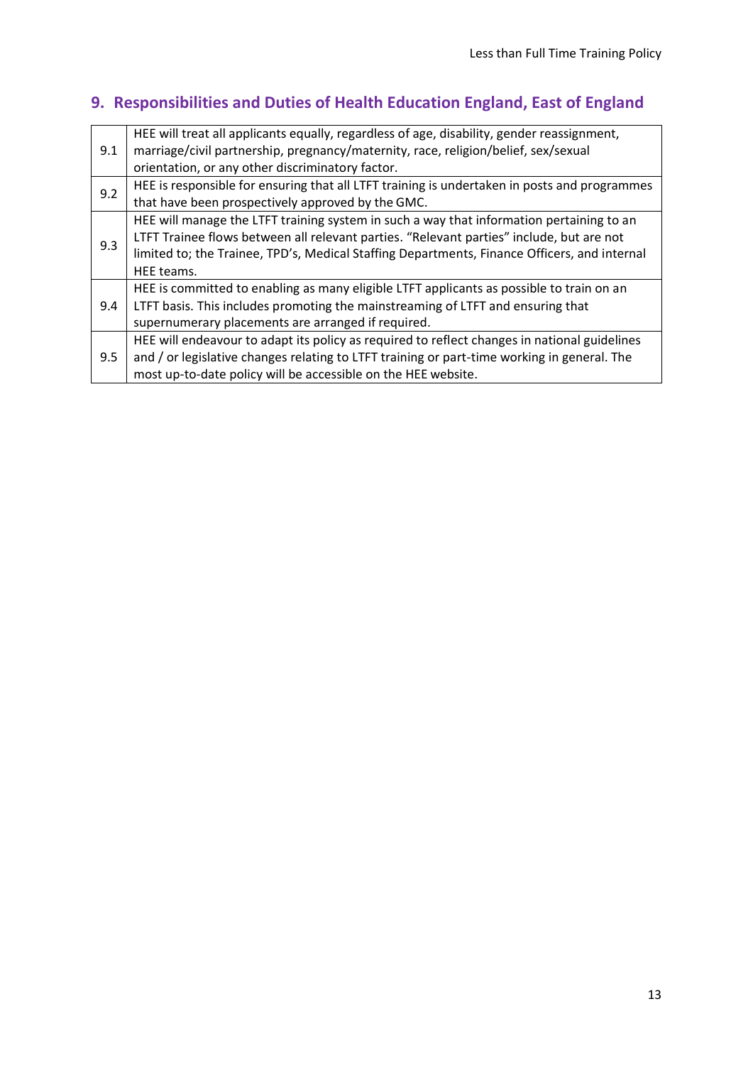## 9. Responsibilities and Duties of Health Education England, East of England

| | |
|---|---|
| 9.1 | HEE will treat all applicants equally, regardless of age, disability, gender reassignment, marriage/civil partnership, pregnancy/maternity, race, religion/belief, sex/sexual orientation, or any other discriminatory factor. |
| 9.2 | HEE is responsible for ensuring that all LTFT training is undertaken in posts and programmes that have been prospectively approved by the GMC. |
| 9.3 | HEE will manage the LTFT training system in such a way that information pertaining to an LTFT Trainee flows between all relevant parties. "Relevant parties" include, but are not limited to; the Trainee, TPD's, Medical Staffing Departments, Finance Officers, and internal HEE teams. |
| 9.4 | HEE is committed to enabling as many eligible LTFT applicants as possible to train on an LTFT basis. This includes promoting the mainstreaming of LTFT and ensuring that supernumerary placements are arranged if required. |
| 9.5 | HEE will endeavour to adapt its policy as required to reflect changes in national guidelines and / or legislative changes relating to LTFT training or part-time working in general. The most up-to-date policy will be accessible on the HEE website. |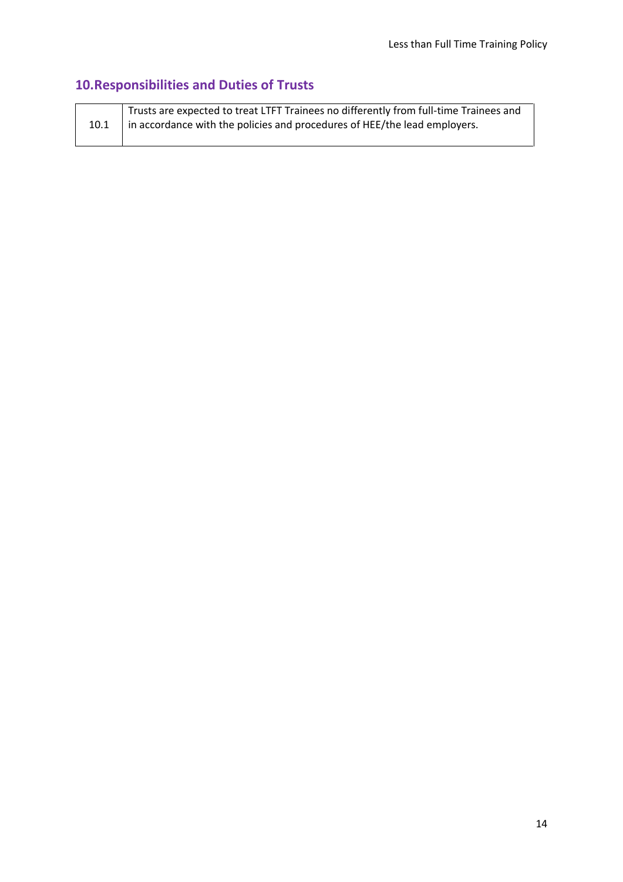## 10. Responsibilities and Duties of Trusts

| | |
|---|---|
| 10.1 | Trusts are expected to treat LTFT Trainees no differently from full-time Trainees and in accordance with the policies and procedures of HEE/the lead employers. |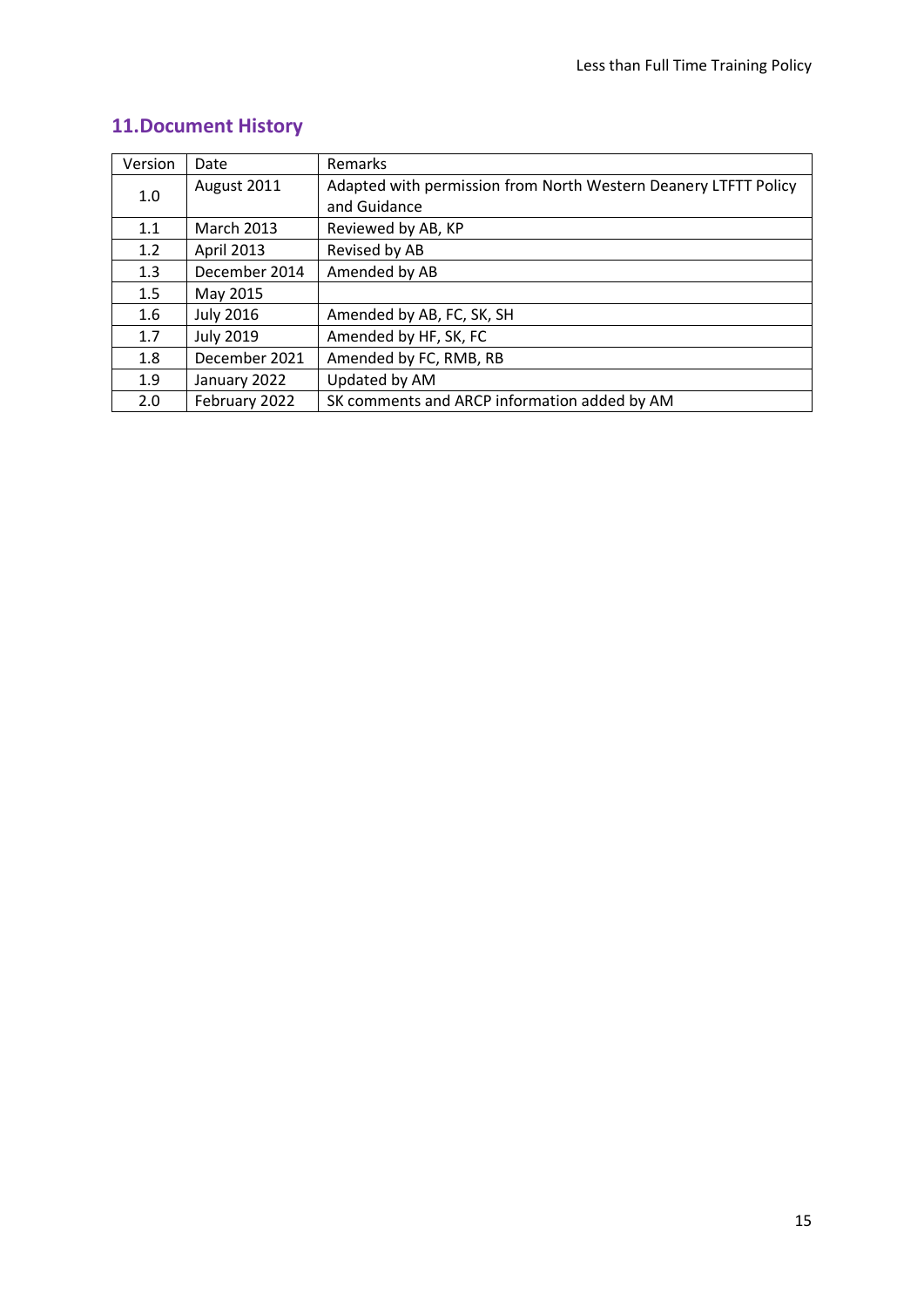## 11. Document History

| Version | Date | Remarks |
|---|---|---|
| 1.0 | August 2011 | Adapted with permission from North Western Deanery LTFTT Policy and Guidance |
| 1.1 | March 2013 | Reviewed by AB, KP |
| 1.2 | April 2013 | Revised by AB |
| 1.3 | December 2014 | Amended by AB |
| 1.5 | May 2015 | |
| 1.6 | July 2016 | Amended by AB, FC, SK, SH |
| 1.7 | July 2019 | Amended by HF, SK, FC |
| 1.8 | December 2021 | Amended by FC, RMB, RB |
| 1.9 | January 2022 | Updated by AM |
| 2.0 | February 2022 | SK comments and ARCP information added by AM |